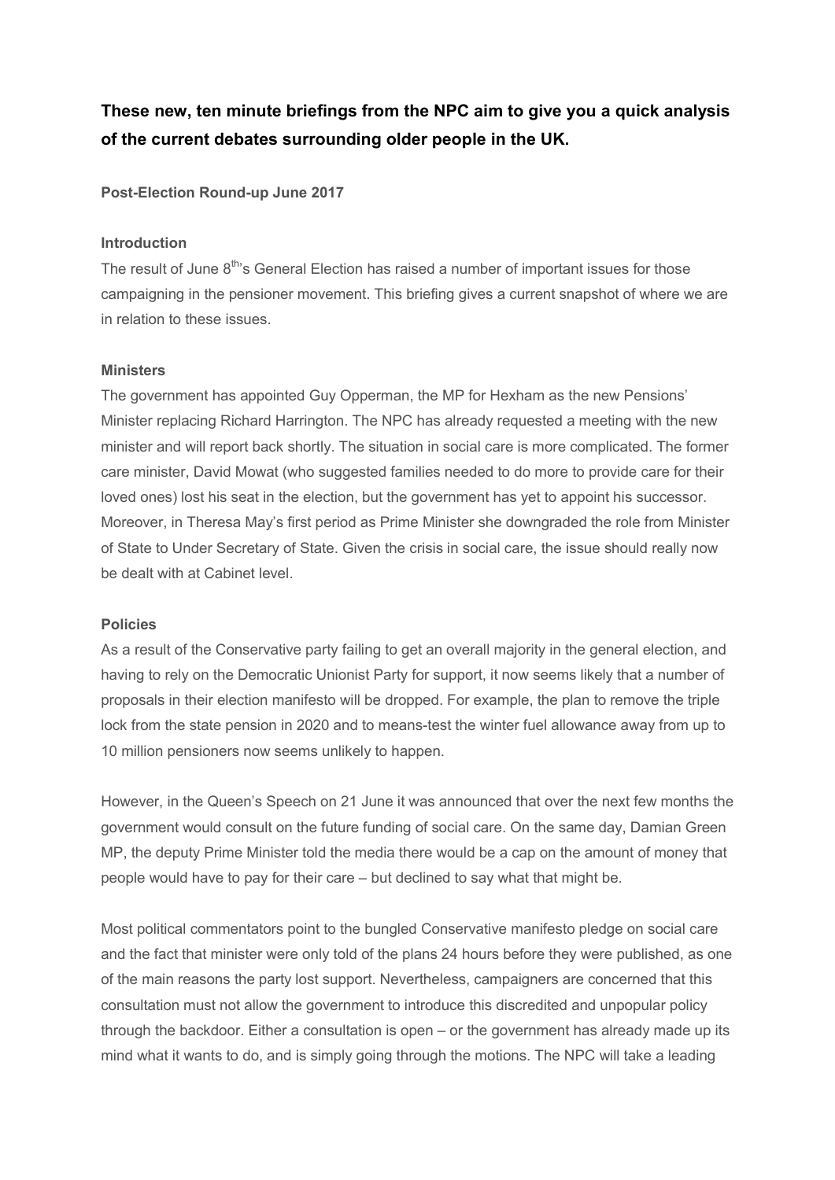**These new, ten minute briefings from the NPC aim to give you a quick analysis of the current debates surrounding older people in the UK.**

**Post-Election Round-up June 2017**

**Introduction**

The result of June 8th's General Election has raised a number of important issues for those campaigning in the pensioner movement. This briefing gives a current snapshot of where we are in relation to these issues.

**Ministers**

The government has appointed Guy Opperman, the MP for Hexham as the new Pensions' Minister replacing Richard Harrington. The NPC has already requested a meeting with the new minister and will report back shortly. The situation in social care is more complicated. The former care minister, David Mowat (who suggested families needed to do more to provide care for their loved ones) lost his seat in the election, but the government has yet to appoint his successor. Moreover, in Theresa May's first period as Prime Minister she downgraded the role from Minister of State to Under Secretary of State. Given the crisis in social care, the issue should really now be dealt with at Cabinet level.

**Policies**

As a result of the Conservative party failing to get an overall majority in the general election, and having to rely on the Democratic Unionist Party for support, it now seems likely that a number of proposals in their election manifesto will be dropped. For example, the plan to remove the triple lock from the state pension in 2020 and to means-test the winter fuel allowance away from up to 10 million pensioners now seems unlikely to happen.

However, in the Queen's Speech on 21 June it was announced that over the next few months the government would consult on the future funding of social care. On the same day, Damian Green MP, the deputy Prime Minister told the media there would be a cap on the amount of money that people would have to pay for their care – but declined to say what that might be.

Most political commentators point to the bungled Conservative manifesto pledge on social care and the fact that minister were only told of the plans 24 hours before they were published, as one of the main reasons the party lost support. Nevertheless, campaigners are concerned that this consultation must not allow the government to introduce this discredited and unpopular policy through the backdoor. Either a consultation is open – or the government has already made up its mind what it wants to do, and is simply going through the motions. The NPC will take a leading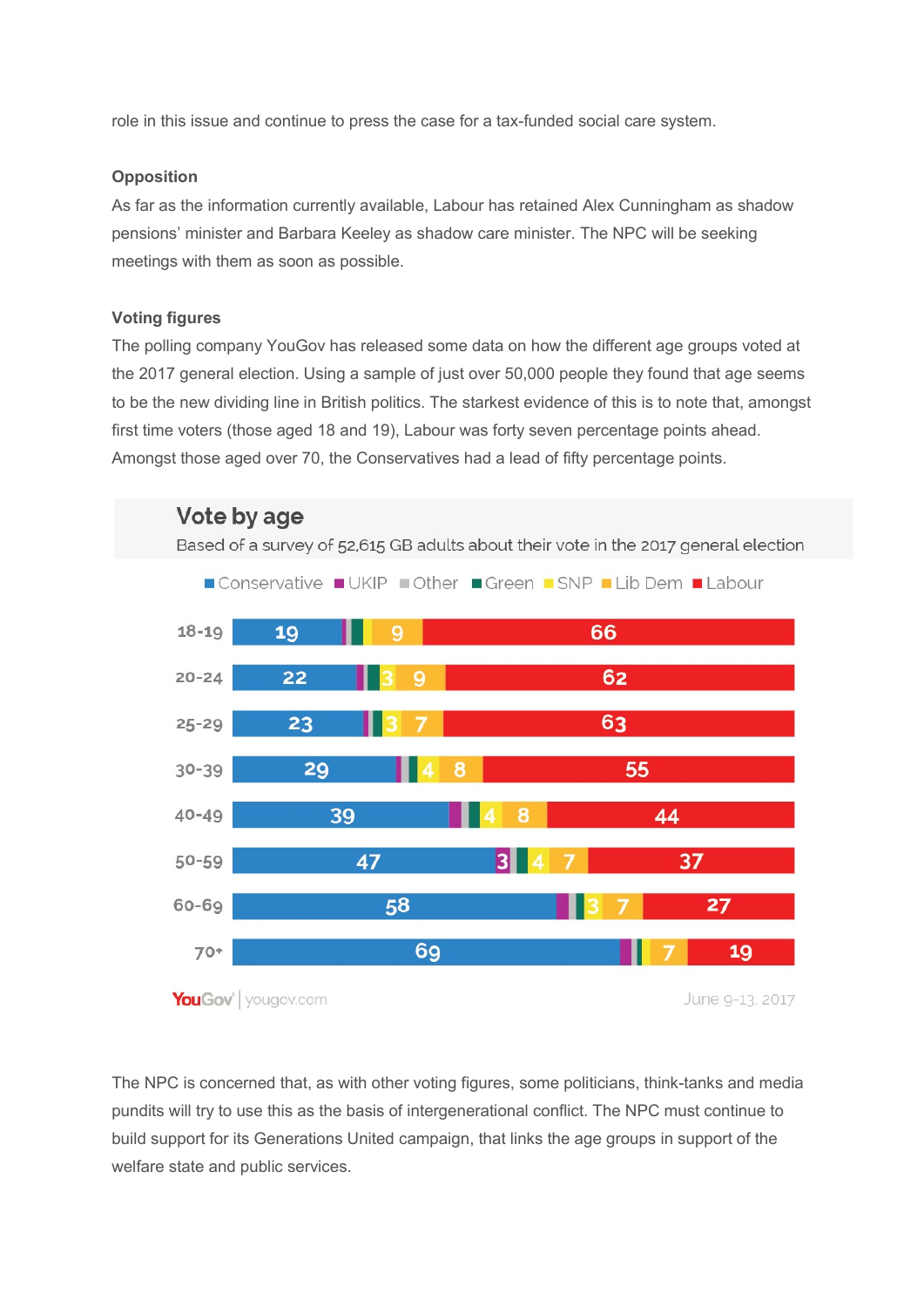role in this issue and continue to press the case for a tax-funded social care system.

**Opposition**

As far as the information currently available, Labour has retained Alex Cunningham as shadow pensions' minister and Barbara Keeley as shadow care minister. The NPC will be seeking meetings with them as soon as possible.

**Voting figures**

The polling company YouGov has released some data on how the different age groups voted at the 2017 general election. Using a sample of just over 50,000 people they found that age seems to be the new dividing line in British politics. The starkest evidence of this is to note that, amongst first time voters (those aged 18 and 19), Labour was forty seven percentage points ahead. Amongst those aged over 70, the Conservatives had a lead of fifty percentage points.

**Vote by age**

Based of a survey of 52,615 GB adults about their vote in the 2017 general election

| Age | Conservative | UKIP | Other | Green | SNP | Lib Dem | Labour |
|---|---|---|---|---|---|---|---|
| 18-19 | 19 | | | | | 9 | 66 |
| 20-24 | 22 | | | | 3 | 9 | 62 |
| 25-29 | 23 | | | | 3 | 7 | 63 |
| 30-39 | 29 | | | | 4 | 8 | 55 |
| 40-49 | 39 | | | | 4 | 8 | 44 |
| 50-59 | 47 | 3 | | | 4 | 7 | 37 |
| 60-69 | 58 | | | | 3 | 7 | 27 |
| 70+ | 69 | | | | | 7 | 19 |

YouGov | yougov.com — June 9-13, 2017

The NPC is concerned that, as with other voting figures, some politicians, think-tanks and media pundits will try to use this as the basis of intergenerational conflict. The NPC must continue to build support for its Generations United campaign, that links the age groups in support of the welfare state and public services.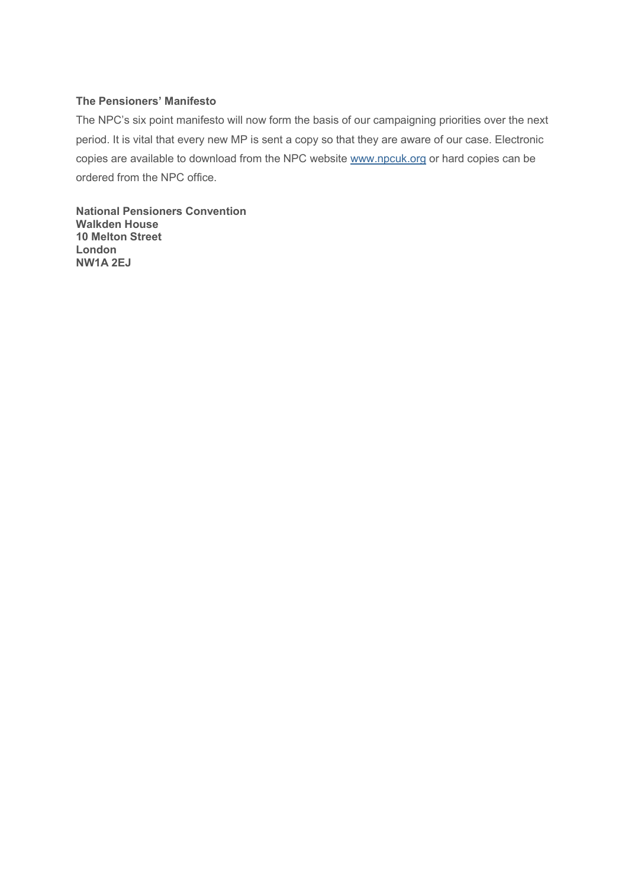**The Pensioners' Manifesto**

The NPC's six point manifesto will now form the basis of our campaigning priorities over the next period. It is vital that every new MP is sent a copy so that they are aware of our case. Electronic copies are available to download from the NPC website www.npcuk.org or hard copies can be ordered from the NPC office.

**National Pensioners Convention**
**Walkden House**
**10 Melton Street**
**London**
**NW1A 2EJ**